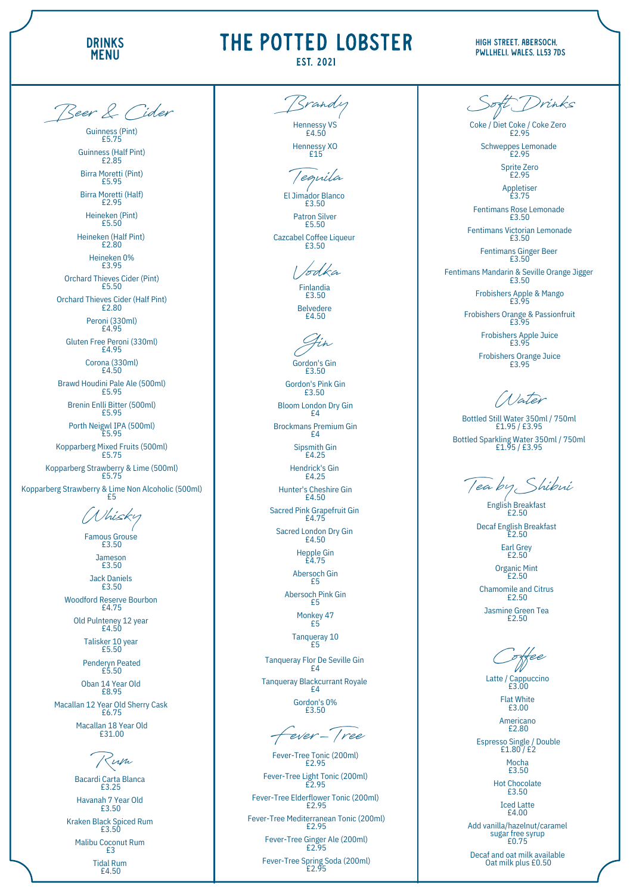# THE POTTED LOBSTER

EST. 2021

**DRINKS MENU**

HIGH STREET, ABERSOCH, PWLLHELI, WALES, LL53 7DS

## Beer & Cider

Guinness (Pint)
£5.75

Guinness (Half Pint)
£2.85

Birra Moretti (Pint)
£5.95

Birra Moretti (Half)
£2.95

Heineken (Pint)
£5.50

Heineken (Half Pint)
£2.80

Heineken 0%
£3.95

Orchard Thieves Cider (Pint)
£5.50

Orchard Thieves Cider (Half Pint)
£2.80

Peroni (330ml)
£4.95

Gluten Free Peroni (330ml)
£4.95

Corona (330ml)
£4.50

Brawd Houdini Pale Ale (500ml)
£5.95

Brenin Enlli Bitter (500ml)
£5.95

Porth Neigwl IPA (500ml)
£5.95

Kopparberg Mixed Fruits (500ml)
£5.75

Kopparberg Strawberry & Lime (500ml)
£5.75

Kopparberg Strawberry & Lime Non Alcoholic (500ml)
£5

## Whisky

Famous Grouse
£3.50

Jameson
£3.50

Jack Daniels
£3.50

Woodford Reserve Bourbon
£4.75

Old Pulteney 12 year
£4.50

Talisker 10 year
£5.50

Penderyn Peated
£5.50

Oban 14 Year Old
£8.95

Macallan 12 Year Old Sherry Cask
£6.75

Macallan 18 Year Old
£31.00

## Rum

Bacardi Carta Blanca
£3.25

Havanah 7 Year Old
£3.50

Kraken Black Spiced Rum
£3.50

Malibu Coconut Rum
£3

Tidal Rum
£4.50

## Brandy

Hennessy VS
£4.50

Hennessy XO
£15

## Tequila

El Jimador Blanco
£3.50

Patron Silver
£5.50

Cazcabel Coffee Liqueur
£3.50

## Vodka

Finlandia
£3.50

Belvedere
£4.50

## Gin

Gordon's Gin
£3.50

Gordon's Pink Gin
£3.50

Bloom London Dry Gin
£4

Brockmans Premium Gin
£4

Sipsmith Gin
£4.25

Hendrick's Gin
£4.25

Hunter's Cheshire Gin
£4.50

Sacred Pink Grapefruit Gin
£4.75

Sacred London Dry Gin
£4.50

Hepple Gin
£4.75

Abersoch Gin
£5

Abersoch Pink Gin
£5

Monkey 47
£5

Tanqueray 10
£5

Tanqueray Flor De Seville Gin
£4

Tanqueray Blackcurrant Royale
£4

Gordon's 0%
£3.50

## Fever-Tree

Fever-Tree Tonic (200ml)
£2.95

Fever-Tree Light Tonic (200ml)
£2.95

Fever-Tree Elderflower Tonic (200ml)
£2.95

Fever-Tree Mediterranean Tonic (200ml)
£2.95

Fever-Tree Ginger Ale (200ml)
£2.95

Fever-Tree Spring Soda (200ml)
£2.95

## Soft Drinks

Coke / Diet Coke / Coke Zero
£2.95

Schweppes Lemonade
£2.95

Sprite Zero
£2.95

Appletiser
£3.75

Fentimans Rose Lemonade
£3.50

Fentimans Victorian Lemonade
£3.50

Fentimans Ginger Beer
£3.50

Fentimans Mandarin & Seville Orange Jigger
£3.50

Frobishers Apple & Mango
£3.95

Frobishers Orange & Passionfruit
£3.95

Frobishers Apple Juice
£3.95

Frobishers Orange Juice
£3.95

## Water

Bottled Still Water 350ml / 750ml
£1.95 / £3.95

Bottled Sparkling Water 350ml / 750ml
£1.95 / £3.95

## Tea by Shibui

English Breakfast
£2.50

Decaf English Breakfast
£2.50

Earl Grey
£2.50

Organic Mint
£2.50

Chamomile and Citrus
£2.50

Jasmine Green Tea
£2.50

## Coffee

Latte / Cappuccino
£3.00

Flat White
£3.00

Americano
£2.80

Espresso Single / Double
£1.80 / £2

Mocha
£3.50

Hot Chocolate
£3.50

Iced Latte
£4.00

Add vanilla/hazelnut/caramel sugar free syrup
£0.75

Decaf and oat milk available
Oat milk plus £0.50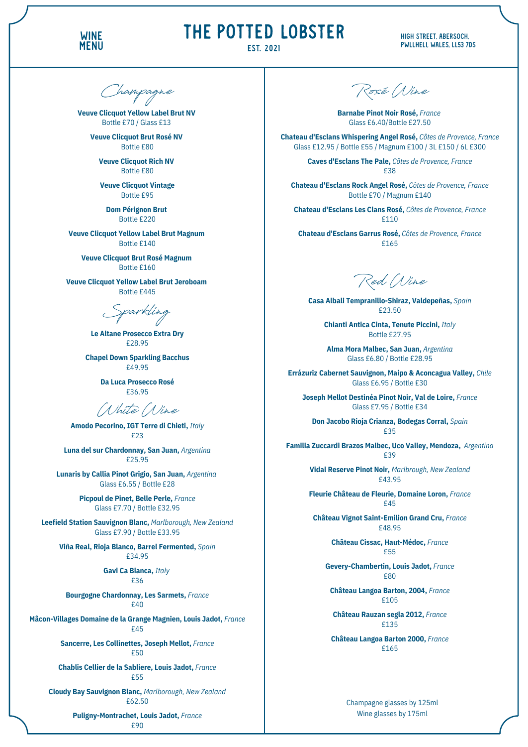# THE POTTED LOBSTER

EST. 2021

WINE MENU

HIGH STREET, ABERSOCH, PWLLHELI, WALES, LL53 7DS

## Champagne

**Veuve Clicquot Yellow Label Brut NV**
Bottle £70 / Glass £13

**Veuve Clicquot Brut Rosé NV**
Bottle £80

**Veuve Clicquot Rich NV**
Bottle £80

**Veuve Clicquot Vintage**
Bottle £95

**Dom Pérignon Brut**
Bottle £220

**Veuve Clicquot Yellow Label Brut Magnum**
Bottle £140

**Veuve Clicquot Brut Rosé Magnum**
Bottle £160

**Veuve Clicquot Yellow Label Brut Jeroboam**
Bottle £445

## Sparkling

**Le Altane Prosecco Extra Dry**
£28.95

**Chapel Down Sparkling Bacchus**
£49.95

**Da Luca Prosecco Rosé**
£36.95

## White Wine

**Amodo Pecorino, IGT Terre di Chieti,** *Italy*
£23

**Luna del sur Chardonnay, San Juan,** *Argentina*
£25.95

**Lunaris by Callia Pinot Grigio, San Juan,** *Argentina*
Glass £6.55 / Bottle £28

**Picpoul de Pinet, Belle Perle,** *France*
Glass £7.70 / Bottle £32.95

**Leefield Station Sauvignon Blanc,** *Marlborough, New Zealand*
Glass £7.90 / Bottle £33.95

**Viña Real, Rioja Blanco, Barrel Fermented,** *Spain*
£34.95

**Gavi Ca Bianca,** *Italy*
£36

**Bourgogne Chardonnay, Les Sarmets,** *France*
£40

**Mâcon-Villages Domaine de la Grange Magnien, Louis Jadot,** *France*
£45

**Sancerre, Les Collinettes, Joseph Mellot,** *France*
£50

**Chablis Cellier de la Sabliere, Louis Jadot,** *France*
£55

**Cloudy Bay Sauvignon Blanc,** *Marlborough, New Zealand*
£62.50

**Puligny-Montrachet, Louis Jadot,** *France*
£90

## Rosé Wine

**Barnabe Pinot Noir Rosé,** *France*
Glass £6.40/Bottle £27.50

**Chateau d'Esclans Whispering Angel Rosé,** *Côtes de Provence, France*
Glass £12.95 / Bottle £55 / Magnum £100 / 3L £150 / 6L £300

**Caves d'Esclans The Pale,** *Côtes de Provence, France*
£38

**Chateau d'Esclans Rock Angel Rosé,** *Côtes de Provence, France*
Bottle £70 / Magnum £140

**Chateau d'Esclans Les Clans Rosé,** *Côtes de Provence, France*
£110

**Chateau d'Esclans Garrus Rosé,** *Côtes de Provence, France*
£165

## Red Wine

**Casa Albali Tempranillo-Shiraz, Valdepeñas,** *Spain*
£23.50

**Chianti Antica Cinta, Tenute Piccini,** *Italy*
Bottle £27.95

**Alma Mora Malbec, San Juan,** *Argentina*
Glass £6.80 / Bottle £28.95

**Errázuriz Cabernet Sauvignon, Maipo & Aconcagua Valley,** *Chile*
Glass £6.95 / Bottle £30

**Joseph Mellot Destinéa Pinot Noir, Val de Loire,** *France*
Glass £7.95 / Bottle £34

**Don Jacobo Rioja Crianza, Bodegas Corral,** *Spain*
£35

**Familia Zuccardi Brazos Malbec, Uco Valley, Mendoza,** *Argentina*
£39

**Vidal Reserve Pinot Noir,** *Marlbrough, New Zealand*
£43.95

**Fleurie Château de Fleurie, Domaine Loron,** *France*
£45

**Château Vignot Saint-Emilion Grand Cru,** *France*
£48.95

**Château Cissac, Haut-Médoc,** *France*
£55

**Gevery-Chambertin, Louis Jadot,** *France*
£80

**Château Langoa Barton, 2004,** *France*
£105

**Château Rauzan segla 2012,** *France*
£135

**Château Langoa Barton 2000,** *France*
£165

Champagne glasses by 125ml
Wine glasses by 175ml